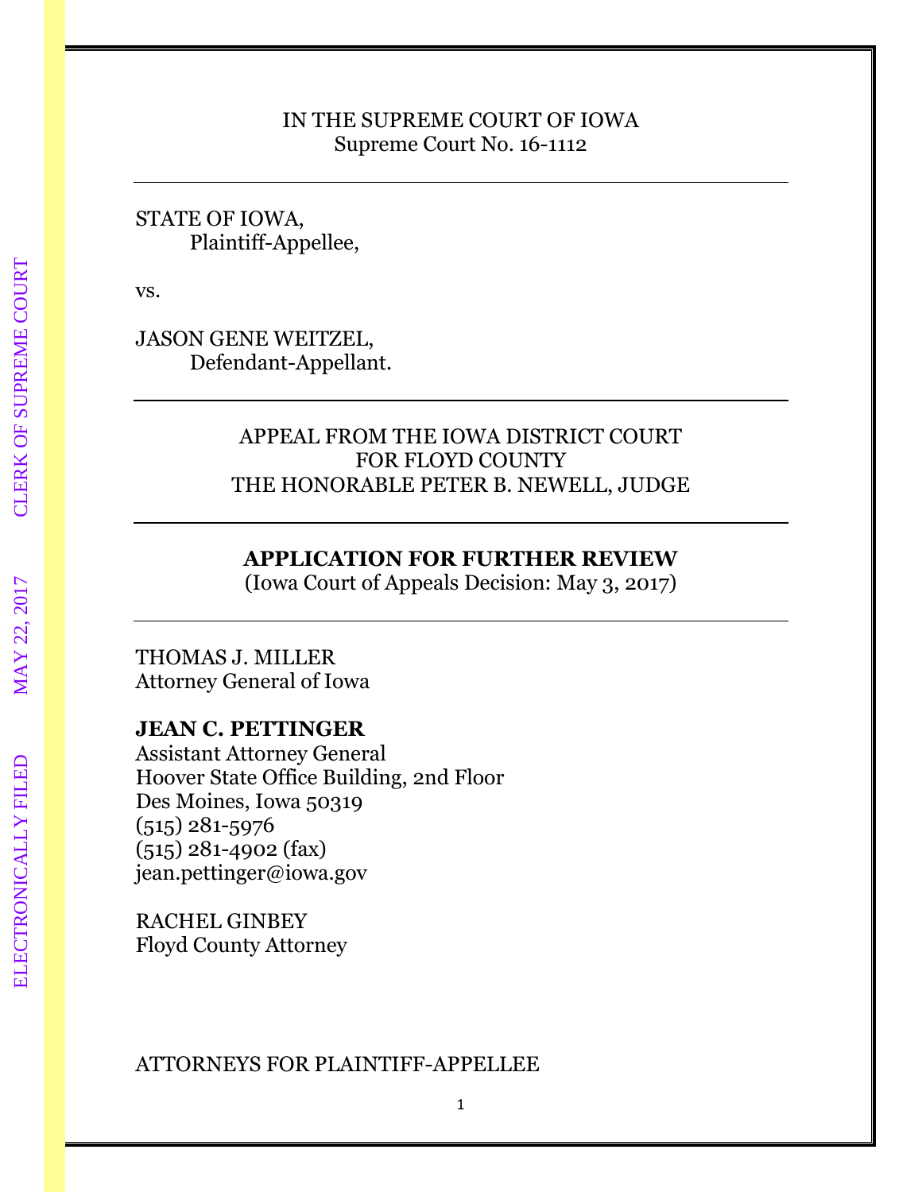IN THE SUPREME COURT OF IOWA
Supreme Court No. 16-1112

---

STATE OF IOWA,
Plaintiff-Appellee,

vs.

JASON GENE WEITZEL,
Defendant-Appellant.

---

APPEAL FROM THE IOWA DISTRICT COURT
FOR FLOYD COUNTY
THE HONORABLE PETER B. NEWELL, JUDGE

---

**APPLICATION FOR FURTHER REVIEW**
(Iowa Court of Appeals Decision: May 3, 2017)

---

THOMAS J. MILLER
Attorney General of Iowa

**JEAN C. PETTINGER**
Assistant Attorney General
Hoover State Office Building, 2nd Floor
Des Moines, Iowa 50319
(515) 281-5976
(515) 281-4902 (fax)
jean.pettinger@iowa.gov

RACHEL GINBEY
Floyd County Attorney

ATTORNEYS FOR PLAINTIFF-APPELLEE

ELECTRONICALLY FILED MAY 22, 2017 CLERK OF SUPREME COURT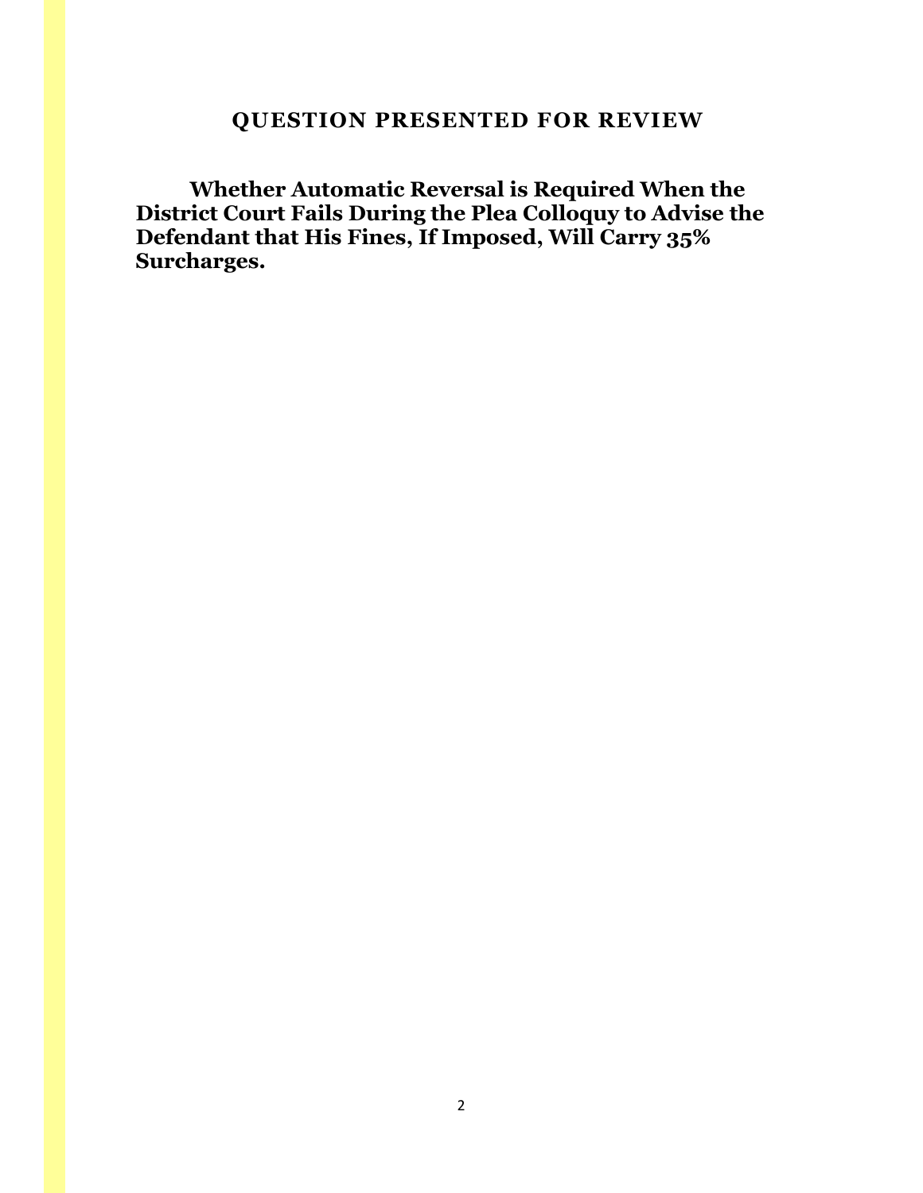## QUESTION PRESENTED FOR REVIEW

**Whether Automatic Reversal is Required When the District Court Fails During the Plea Colloquy to Advise the Defendant that His Fines, If Imposed, Will Carry 35% Surcharges.**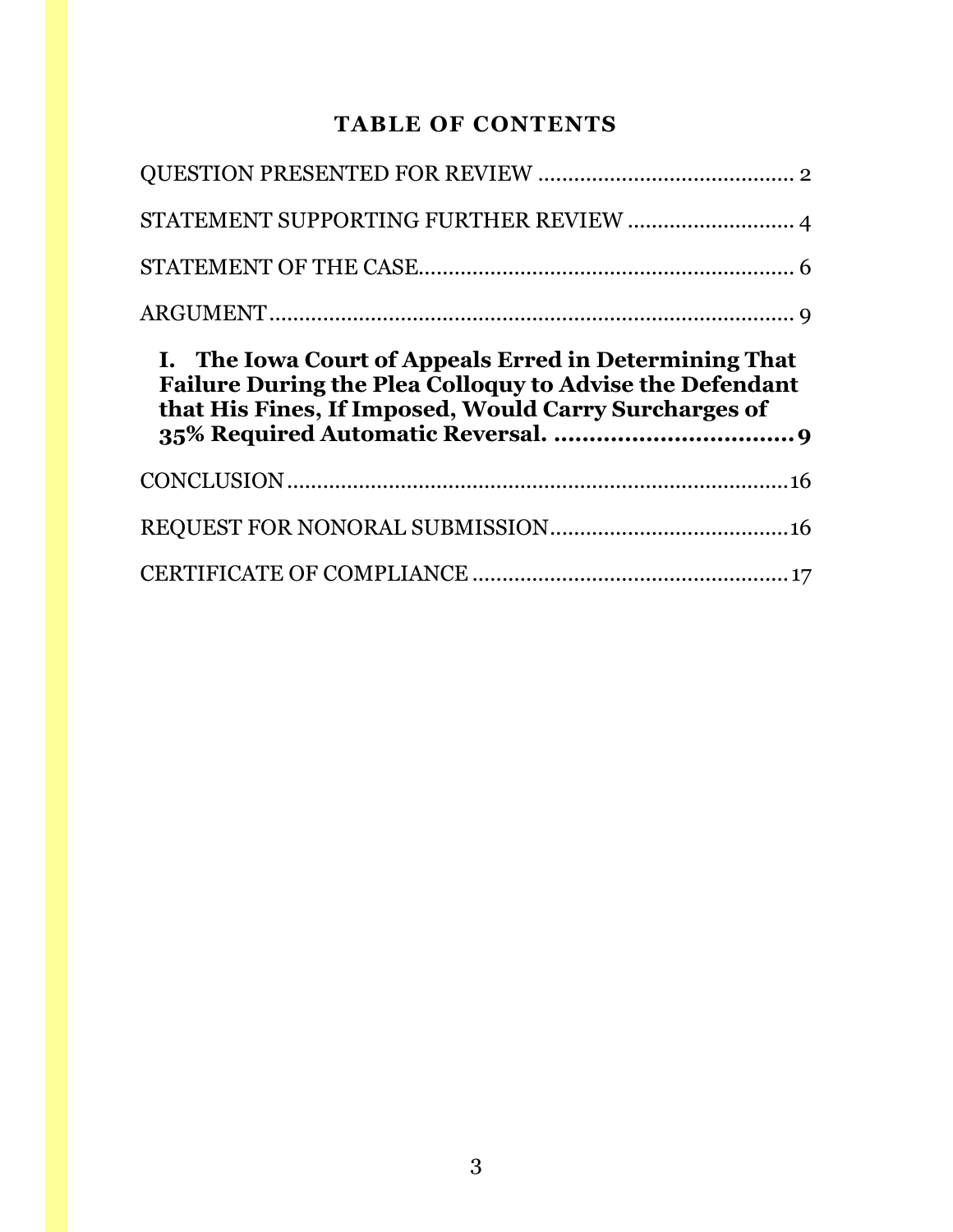## TABLE OF CONTENTS

QUESTION PRESENTED FOR REVIEW .......................................... 2

STATEMENT SUPPORTING FURTHER REVIEW ........................... 4

STATEMENT OF THE CASE.............................................................. 6

ARGUMENT........................................................................................ 9

**I. The Iowa Court of Appeals Erred in Determining That Failure During the Plea Colloquy to Advise the Defendant that His Fines, If Imposed, Would Carry Surcharges of 35% Required Automatic Reversal. .................................. 9**

CONCLUSION.....................................................................................16

REQUEST FOR NONORAL SUBMISSION.......................................16

CERTIFICATE OF COMPLIANCE....................................................17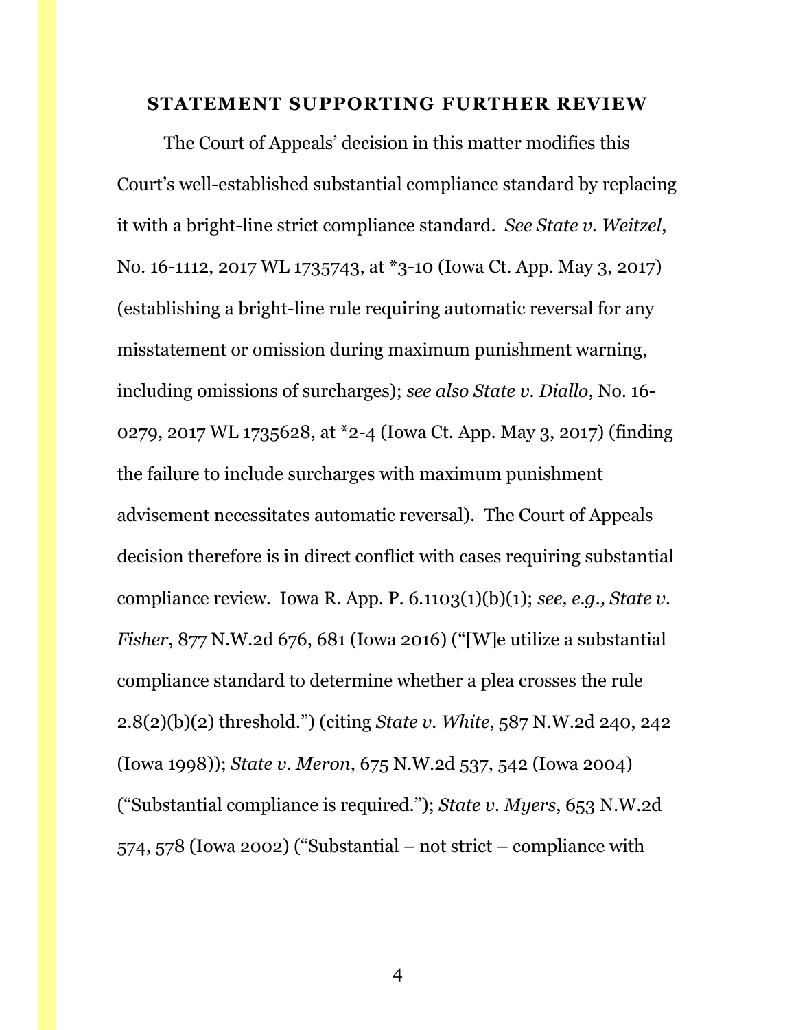## STATEMENT SUPPORTING FURTHER REVIEW

The Court of Appeals' decision in this matter modifies this Court's well-established substantial compliance standard by replacing it with a bright-line strict compliance standard. *See State v. Weitzel*, No. 16-1112, 2017 WL 1735743, at *3-10 (Iowa Ct. App. May 3, 2017) (establishing a bright-line rule requiring automatic reversal for any misstatement or omission during maximum punishment warning, including omissions of surcharges); *see also State v. Diallo*, No. 16-0279, 2017 WL 1735628, at *2-4 (Iowa Ct. App. May 3, 2017) (finding the failure to include surcharges with maximum punishment advisement necessitates automatic reversal). The Court of Appeals decision therefore is in direct conflict with cases requiring substantial compliance review. Iowa R. App. P. 6.1103(1)(b)(1); *see, e.g., State v. Fisher*, 877 N.W.2d 676, 681 (Iowa 2016) ("[W]e utilize a substantial compliance standard to determine whether a plea crosses the rule 2.8(2)(b)(2) threshold.") (citing *State v. White*, 587 N.W.2d 240, 242 (Iowa 1998)); *State v. Meron*, 675 N.W.2d 537, 542 (Iowa 2004) ("Substantial compliance is required."); *State v. Myers*, 653 N.W.2d 574, 578 (Iowa 2002) ("Substantial – not strict – compliance with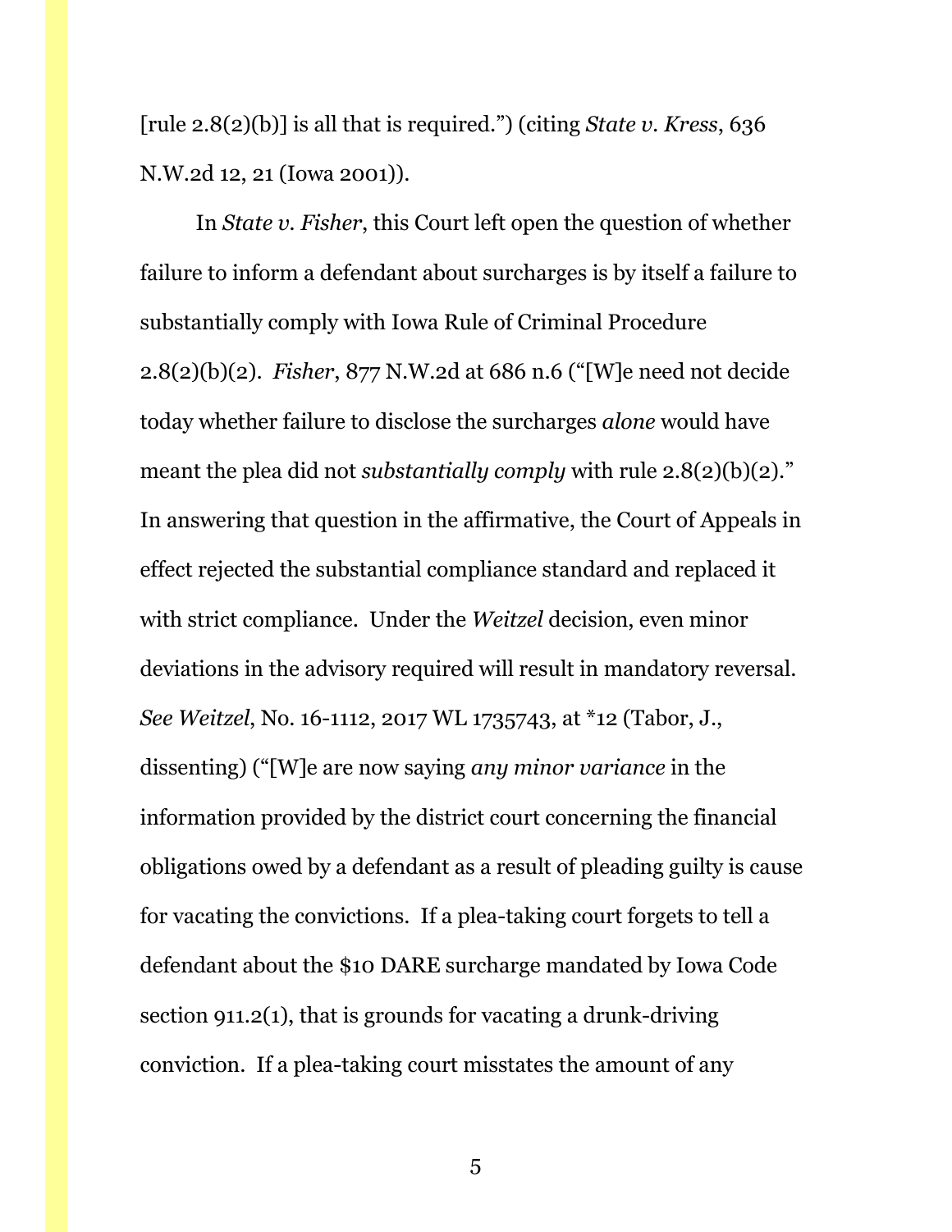[rule 2.8(2)(b)] is all that is required.") (citing *State v. Kress*, 636 N.W.2d 12, 21 (Iowa 2001)).

In *State v. Fisher*, this Court left open the question of whether failure to inform a defendant about surcharges is by itself a failure to substantially comply with Iowa Rule of Criminal Procedure 2.8(2)(b)(2). *Fisher*, 877 N.W.2d at 686 n.6 ("[W]e need not decide today whether failure to disclose the surcharges *alone* would have meant the plea did not *substantially comply* with rule 2.8(2)(b)(2)." In answering that question in the affirmative, the Court of Appeals in effect rejected the substantial compliance standard and replaced it with strict compliance. Under the *Weitzel* decision, even minor deviations in the advisory required will result in mandatory reversal. *See Weitzel*, No. 16-1112, 2017 WL 1735743, at *12 (Tabor, J., dissenting) ("[W]e are now saying *any minor variance* in the information provided by the district court concerning the financial obligations owed by a defendant as a result of pleading guilty is cause for vacating the convictions. If a plea-taking court forgets to tell a defendant about the $10 DARE surcharge mandated by Iowa Code section 911.2(1), that is grounds for vacating a drunk-driving conviction. If a plea-taking court misstates the amount of any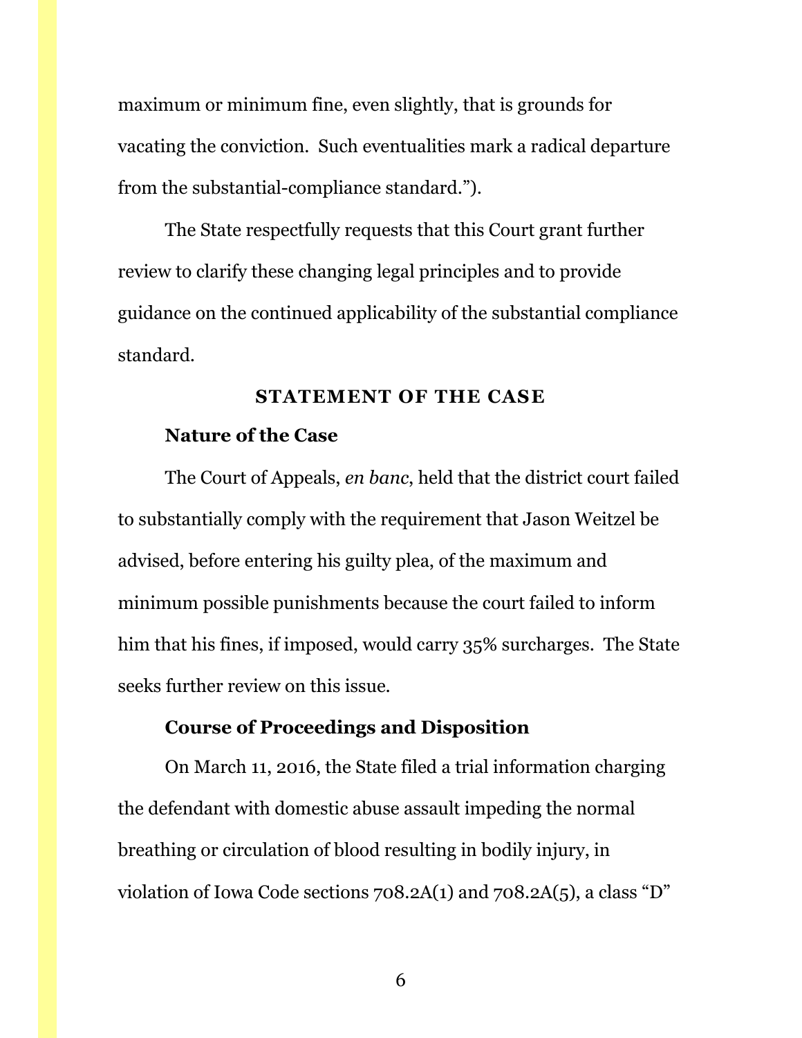maximum or minimum fine, even slightly, that is grounds for vacating the conviction. Such eventualities mark a radical departure from the substantial-compliance standard.").

The State respectfully requests that this Court grant further review to clarify these changing legal principles and to provide guidance on the continued applicability of the substantial compliance standard.

## STATEMENT OF THE CASE

### Nature of the Case

The Court of Appeals, *en banc*, held that the district court failed to substantially comply with the requirement that Jason Weitzel be advised, before entering his guilty plea, of the maximum and minimum possible punishments because the court failed to inform him that his fines, if imposed, would carry 35% surcharges. The State seeks further review on this issue.

### Course of Proceedings and Disposition

On March 11, 2016, the State filed a trial information charging the defendant with domestic abuse assault impeding the normal breathing or circulation of blood resulting in bodily injury, in violation of Iowa Code sections 708.2A(1) and 708.2A(5), a class "D"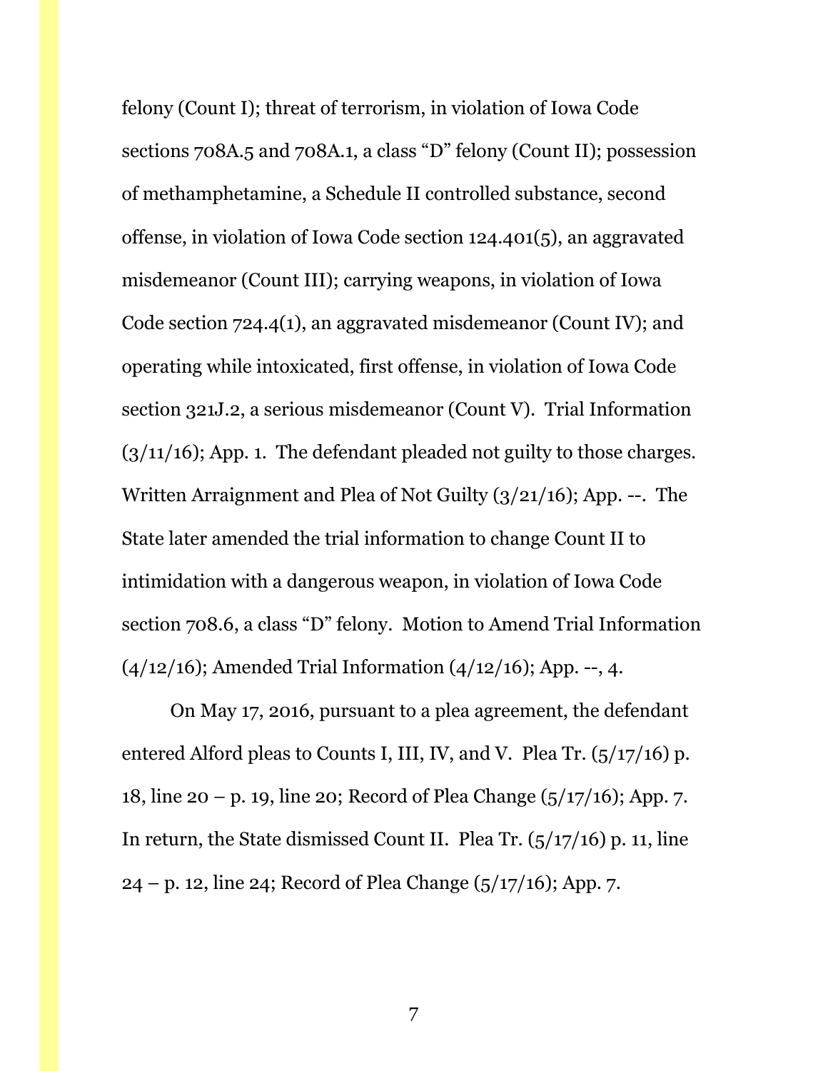felony (Count I); threat of terrorism, in violation of Iowa Code sections 708A.5 and 708A.1, a class "D" felony (Count II); possession of methamphetamine, a Schedule II controlled substance, second offense, in violation of Iowa Code section 124.401(5), an aggravated misdemeanor (Count III); carrying weapons, in violation of Iowa Code section 724.4(1), an aggravated misdemeanor (Count IV); and operating while intoxicated, first offense, in violation of Iowa Code section 321J.2, a serious misdemeanor (Count V). Trial Information (3/11/16); App. 1. The defendant pleaded not guilty to those charges. Written Arraignment and Plea of Not Guilty (3/21/16); App. --. The State later amended the trial information to change Count II to intimidation with a dangerous weapon, in violation of Iowa Code section 708.6, a class "D" felony. Motion to Amend Trial Information (4/12/16); Amended Trial Information (4/12/16); App. --, 4.

On May 17, 2016, pursuant to a plea agreement, the defendant entered Alford pleas to Counts I, III, IV, and V. Plea Tr. (5/17/16) p. 18, line 20 – p. 19, line 20; Record of Plea Change (5/17/16); App. 7. In return, the State dismissed Count II. Plea Tr. (5/17/16) p. 11, line 24 – p. 12, line 24; Record of Plea Change (5/17/16); App. 7.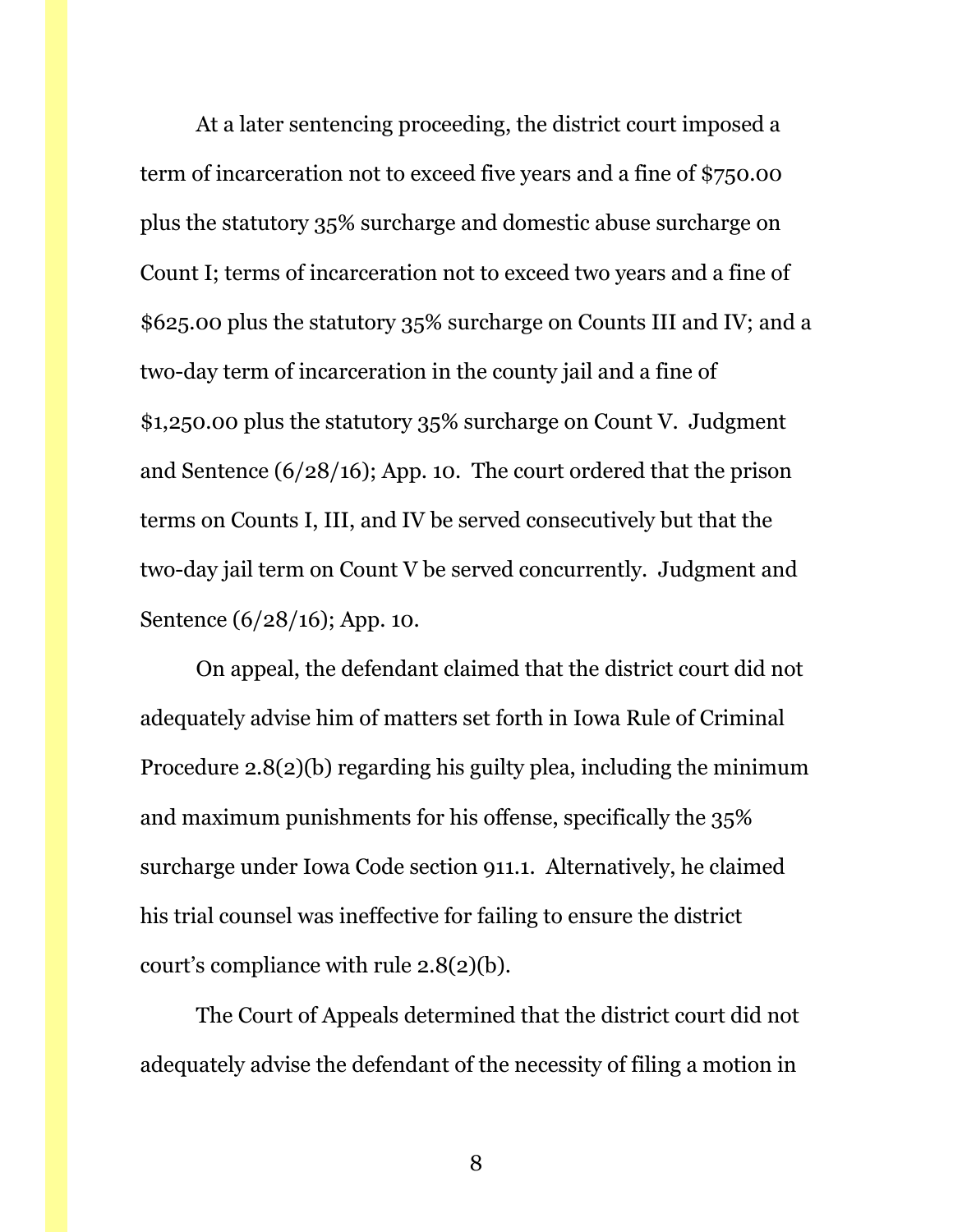At a later sentencing proceeding, the district court imposed a term of incarceration not to exceed five years and a fine of $750.00 plus the statutory 35% surcharge and domestic abuse surcharge on Count I; terms of incarceration not to exceed two years and a fine of $625.00 plus the statutory 35% surcharge on Counts III and IV; and a two-day term of incarceration in the county jail and a fine of $1,250.00 plus the statutory 35% surcharge on Count V. Judgment and Sentence (6/28/16); App. 10. The court ordered that the prison terms on Counts I, III, and IV be served consecutively but that the two-day jail term on Count V be served concurrently. Judgment and Sentence (6/28/16); App. 10.

On appeal, the defendant claimed that the district court did not adequately advise him of matters set forth in Iowa Rule of Criminal Procedure 2.8(2)(b) regarding his guilty plea, including the minimum and maximum punishments for his offense, specifically the 35% surcharge under Iowa Code section 911.1. Alternatively, he claimed his trial counsel was ineffective for failing to ensure the district court's compliance with rule 2.8(2)(b).

The Court of Appeals determined that the district court did not adequately advise the defendant of the necessity of filing a motion in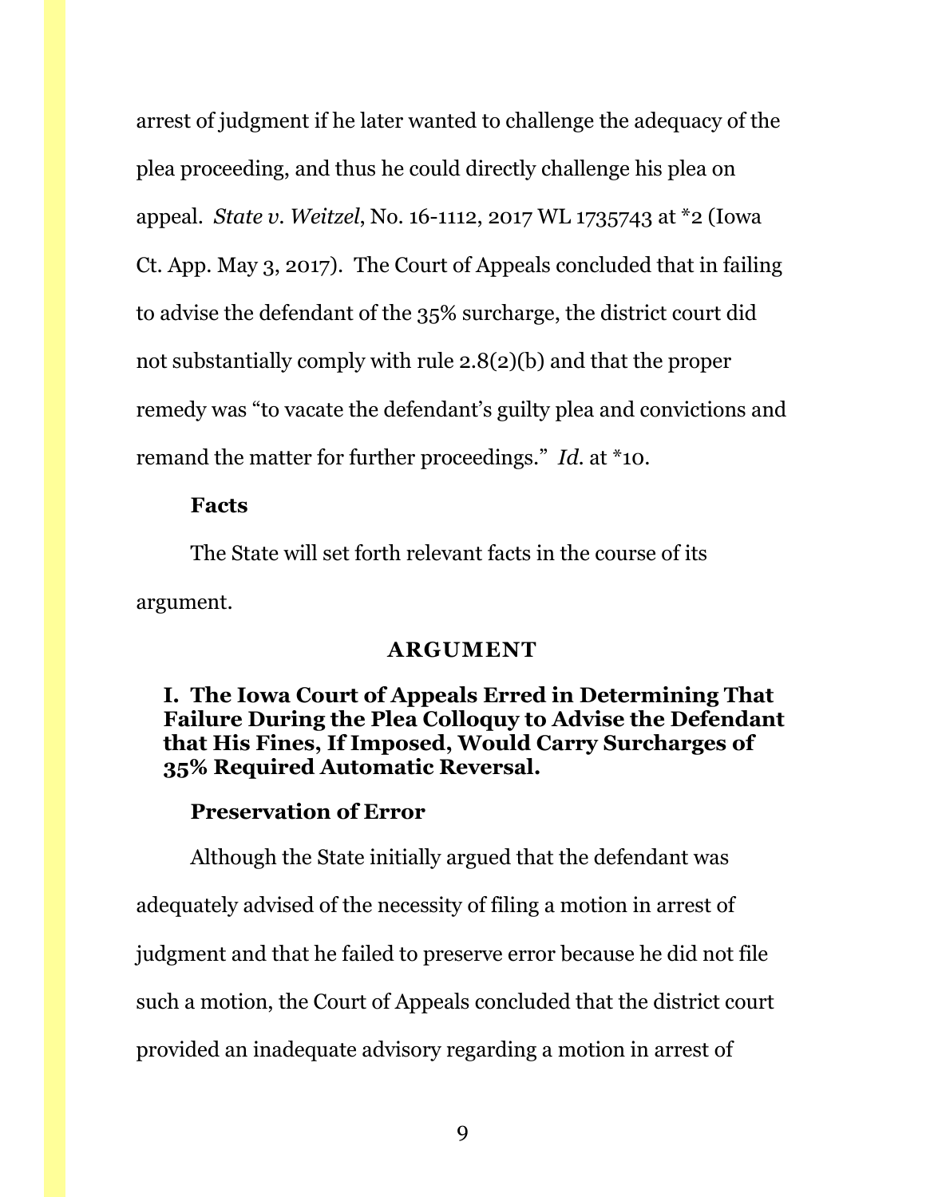arrest of judgment if he later wanted to challenge the adequacy of the plea proceeding, and thus he could directly challenge his plea on appeal. *State v. Weitzel*, No. 16-1112, 2017 WL 1735743 at *2 (Iowa Ct. App. May 3, 2017). The Court of Appeals concluded that in failing to advise the defendant of the 35% surcharge, the district court did not substantially comply with rule 2.8(2)(b) and that the proper remedy was "to vacate the defendant's guilty plea and convictions and remand the matter for further proceedings." *Id.* at *10.

**Facts**

The State will set forth relevant facts in the course of its argument.

## ARGUMENT

### I. The Iowa Court of Appeals Erred in Determining That Failure During the Plea Colloquy to Advise the Defendant that His Fines, If Imposed, Would Carry Surcharges of 35% Required Automatic Reversal.

**Preservation of Error**

Although the State initially argued that the defendant was adequately advised of the necessity of filing a motion in arrest of judgment and that he failed to preserve error because he did not file such a motion, the Court of Appeals concluded that the district court provided an inadequate advisory regarding a motion in arrest of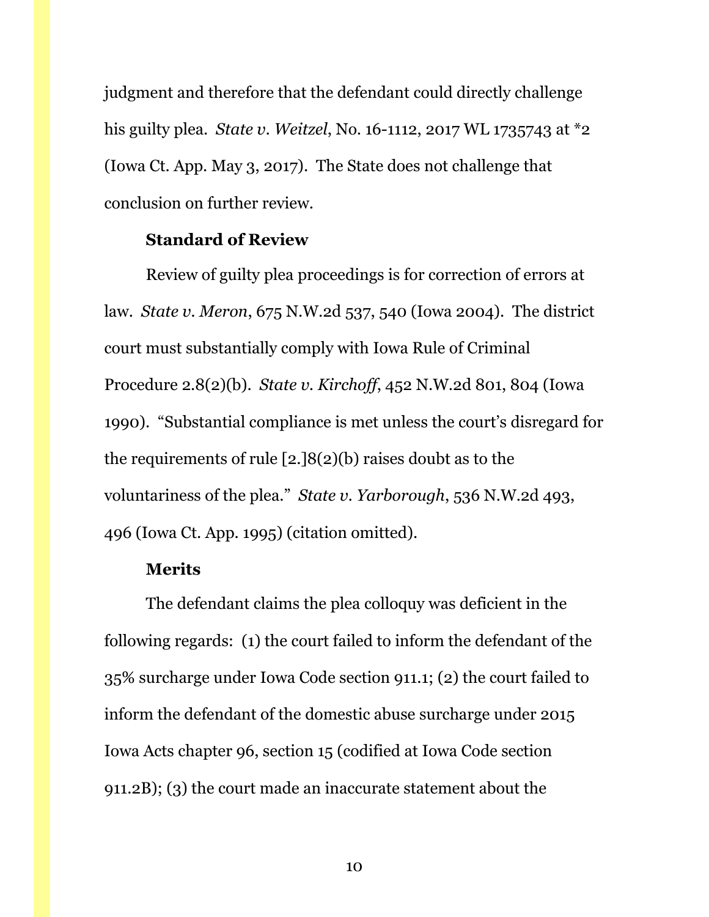judgment and therefore that the defendant could directly challenge his guilty plea. *State v. Weitzel*, No. 16-1112, 2017 WL 1735743 at *2 (Iowa Ct. App. May 3, 2017). The State does not challenge that conclusion on further review.

**Standard of Review**

Review of guilty plea proceedings is for correction of errors at law. *State v. Meron*, 675 N.W.2d 537, 540 (Iowa 2004). The district court must substantially comply with Iowa Rule of Criminal Procedure 2.8(2)(b). *State v. Kirchoff*, 452 N.W.2d 801, 804 (Iowa 1990). "Substantial compliance is met unless the court's disregard for the requirements of rule [2.]8(2)(b) raises doubt as to the voluntariness of the plea." *State v. Yarborough*, 536 N.W.2d 493, 496 (Iowa Ct. App. 1995) (citation omitted).

**Merits**

The defendant claims the plea colloquy was deficient in the following regards: (1) the court failed to inform the defendant of the 35% surcharge under Iowa Code section 911.1; (2) the court failed to inform the defendant of the domestic abuse surcharge under 2015 Iowa Acts chapter 96, section 15 (codified at Iowa Code section 911.2B); (3) the court made an inaccurate statement about the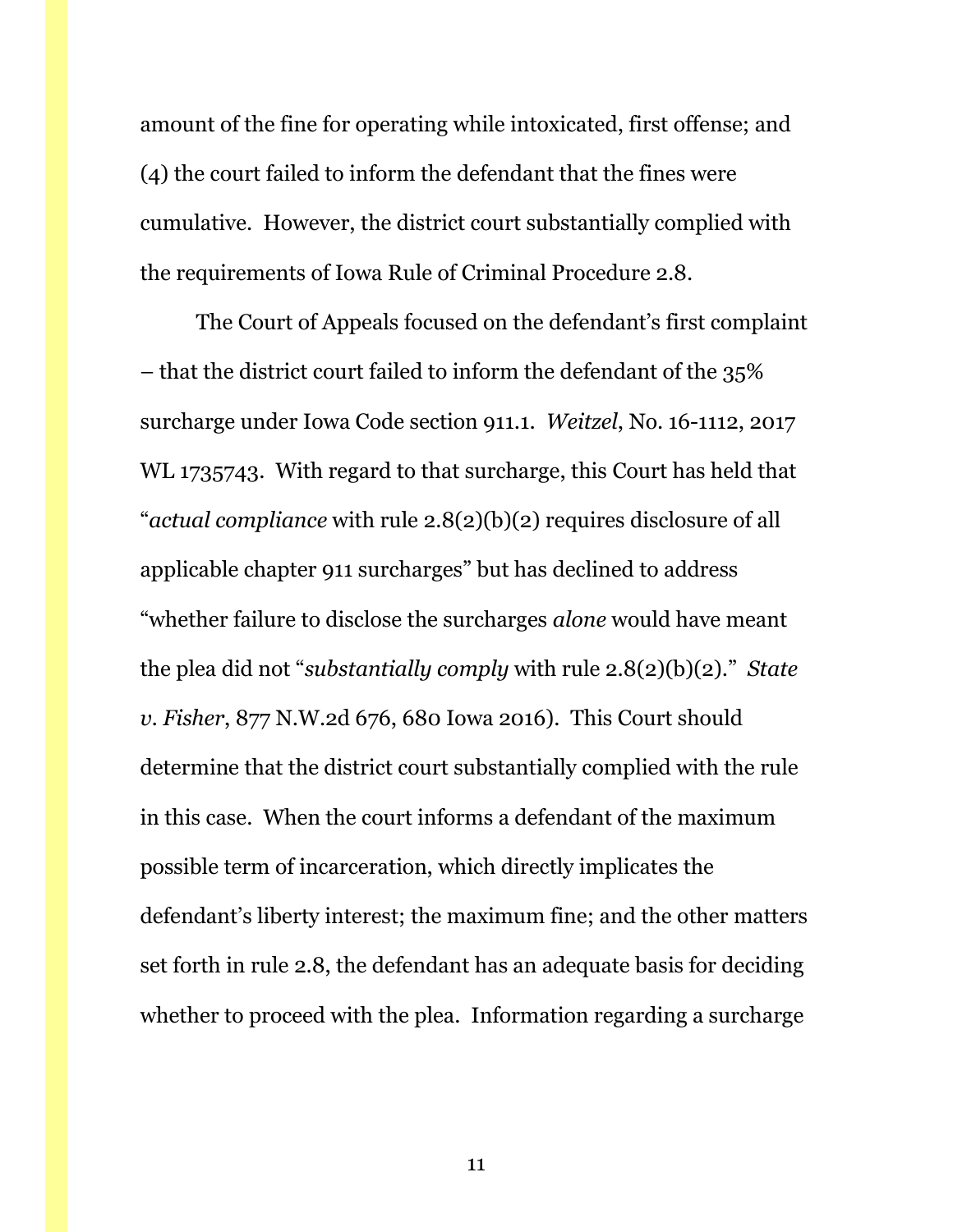amount of the fine for operating while intoxicated, first offense; and (4) the court failed to inform the defendant that the fines were cumulative. However, the district court substantially complied with the requirements of Iowa Rule of Criminal Procedure 2.8.

The Court of Appeals focused on the defendant's first complaint – that the district court failed to inform the defendant of the 35% surcharge under Iowa Code section 911.1. *Weitzel*, No. 16-1112, 2017 WL 1735743. With regard to that surcharge, this Court has held that "*actual compliance* with rule 2.8(2)(b)(2) requires disclosure of all applicable chapter 911 surcharges" but has declined to address "whether failure to disclose the surcharges *alone* would have meant the plea did not "*substantially comply* with rule 2.8(2)(b)(2)." *State v. Fisher*, 877 N.W.2d 676, 680 Iowa 2016). This Court should determine that the district court substantially complied with the rule in this case. When the court informs a defendant of the maximum possible term of incarceration, which directly implicates the defendant's liberty interest; the maximum fine; and the other matters set forth in rule 2.8, the defendant has an adequate basis for deciding whether to proceed with the plea. Information regarding a surcharge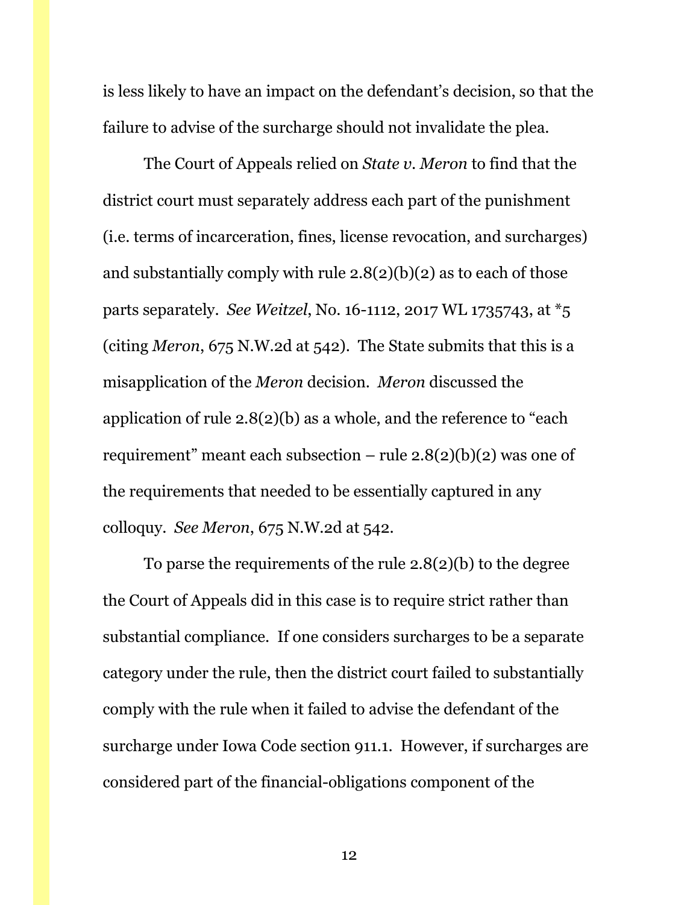is less likely to have an impact on the defendant's decision, so that the failure to advise of the surcharge should not invalidate the plea.

The Court of Appeals relied on *State v. Meron* to find that the district court must separately address each part of the punishment (i.e. terms of incarceration, fines, license revocation, and surcharges) and substantially comply with rule 2.8(2)(b)(2) as to each of those parts separately. *See Weitzel*, No. 16-1112, 2017 WL 1735743, at *5 (citing *Meron*, 675 N.W.2d at 542). The State submits that this is a misapplication of the *Meron* decision. *Meron* discussed the application of rule 2.8(2)(b) as a whole, and the reference to "each requirement" meant each subsection – rule 2.8(2)(b)(2) was one of the requirements that needed to be essentially captured in any colloquy. *See Meron*, 675 N.W.2d at 542.

To parse the requirements of the rule 2.8(2)(b) to the degree the Court of Appeals did in this case is to require strict rather than substantial compliance. If one considers surcharges to be a separate category under the rule, then the district court failed to substantially comply with the rule when it failed to advise the defendant of the surcharge under Iowa Code section 911.1. However, if surcharges are considered part of the financial-obligations component of the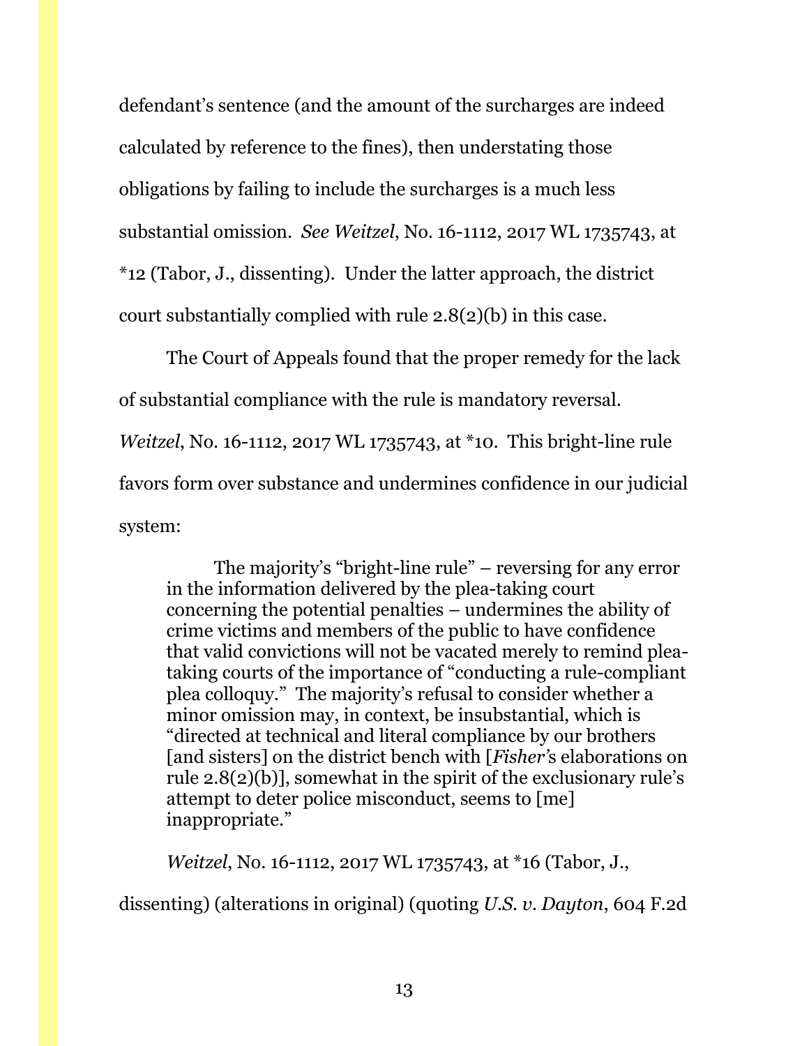defendant's sentence (and the amount of the surcharges are indeed calculated by reference to the fines), then understating those obligations by failing to include the surcharges is a much less substantial omission. *See Weitzel*, No. 16-1112, 2017 WL 1735743, at *12 (Tabor, J., dissenting). Under the latter approach, the district court substantially complied with rule 2.8(2)(b) in this case.

The Court of Appeals found that the proper remedy for the lack of substantial compliance with the rule is mandatory reversal. *Weitzel*, No. 16-1112, 2017 WL 1735743, at *10. This bright-line rule favors form over substance and undermines confidence in our judicial system:

> The majority's "bright-line rule" – reversing for any error in the information delivered by the plea-taking court concerning the potential penalties – undermines the ability of crime victims and members of the public to have confidence that valid convictions will not be vacated merely to remind plea-taking courts of the importance of "conducting a rule-compliant plea colloquy." The majority's refusal to consider whether a minor omission may, in context, be insubstantial, which is "directed at technical and literal compliance by our brothers [and sisters] on the district bench with [*Fisher's* elaborations on rule 2.8(2)(b)], somewhat in the spirit of the exclusionary rule's attempt to deter police misconduct, seems to [me] inappropriate."

*Weitzel*, No. 16-1112, 2017 WL 1735743, at *16 (Tabor, J., dissenting) (alterations in original) (quoting *U.S. v. Dayton*, 604 F.2d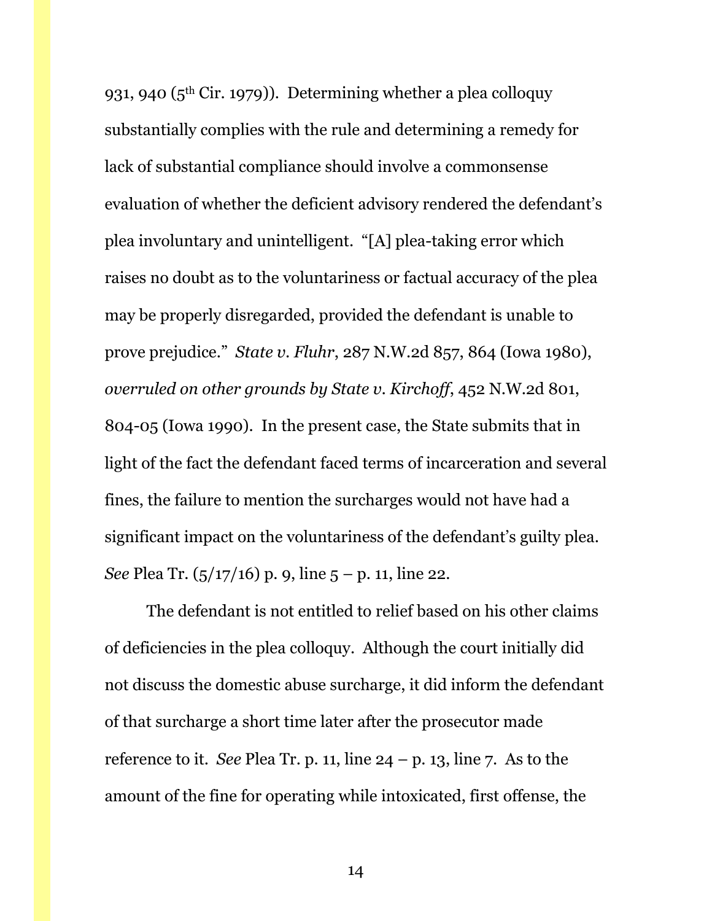931, 940 (5th Cir. 1979)). Determining whether a plea colloquy substantially complies with the rule and determining a remedy for lack of substantial compliance should involve a commonsense evaluation of whether the deficient advisory rendered the defendant's plea involuntary and unintelligent. "[A] plea-taking error which raises no doubt as to the voluntariness or factual accuracy of the plea may be properly disregarded, provided the defendant is unable to prove prejudice." *State v. Fluhr*, 287 N.W.2d 857, 864 (Iowa 1980), *overruled on other grounds by State v. Kirchoff*, 452 N.W.2d 801, 804-05 (Iowa 1990). In the present case, the State submits that in light of the fact the defendant faced terms of incarceration and several fines, the failure to mention the surcharges would not have had a significant impact on the voluntariness of the defendant's guilty plea. *See* Plea Tr. (5/17/16) p. 9, line 5 – p. 11, line 22.

The defendant is not entitled to relief based on his other claims of deficiencies in the plea colloquy. Although the court initially did not discuss the domestic abuse surcharge, it did inform the defendant of that surcharge a short time later after the prosecutor made reference to it. *See* Plea Tr. p. 11, line 24 – p. 13, line 7. As to the amount of the fine for operating while intoxicated, first offense, the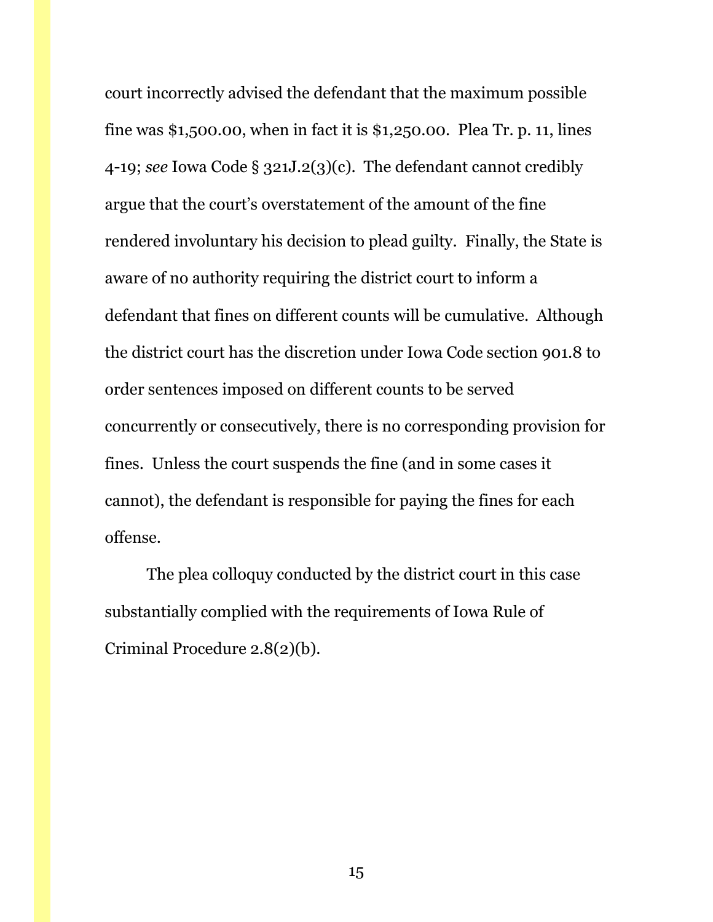court incorrectly advised the defendant that the maximum possible fine was $1,500.00, when in fact it is $1,250.00. Plea Tr. p. 11, lines 4-19; *see* Iowa Code § 321J.2(3)(c). The defendant cannot credibly argue that the court's overstatement of the amount of the fine rendered involuntary his decision to plead guilty. Finally, the State is aware of no authority requiring the district court to inform a defendant that fines on different counts will be cumulative. Although the district court has the discretion under Iowa Code section 901.8 to order sentences imposed on different counts to be served concurrently or consecutively, there is no corresponding provision for fines. Unless the court suspends the fine (and in some cases it cannot), the defendant is responsible for paying the fines for each offense.

The plea colloquy conducted by the district court in this case substantially complied with the requirements of Iowa Rule of Criminal Procedure 2.8(2)(b).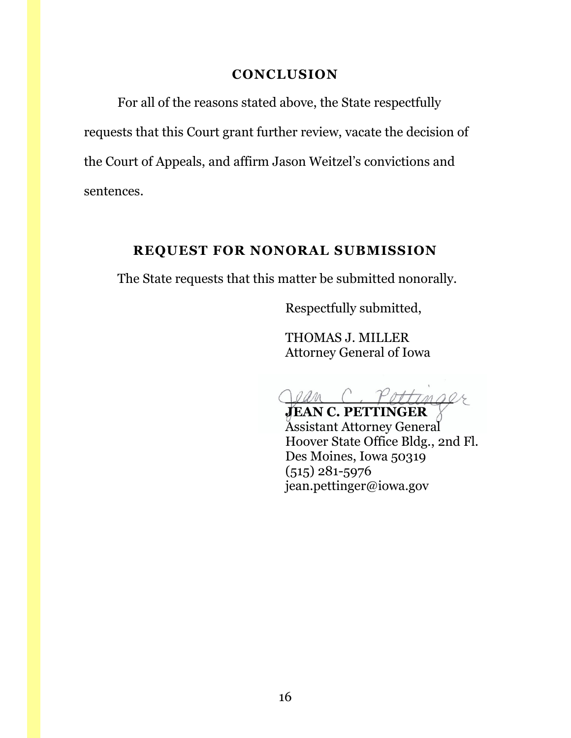## CONCLUSION

For all of the reasons stated above, the State respectfully requests that this Court grant further review, vacate the decision of the Court of Appeals, and affirm Jason Weitzel's convictions and sentences.

## REQUEST FOR NONORAL SUBMISSION

The State requests that this matter be submitted nonorally.

Respectfully submitted,

THOMAS J. MILLER
Attorney General of Iowa

**JEAN C. PETTINGER**
Assistant Attorney General
Hoover State Office Bldg., 2nd Fl.
Des Moines, Iowa 50319
(515) 281-5976
jean.pettinger@iowa.gov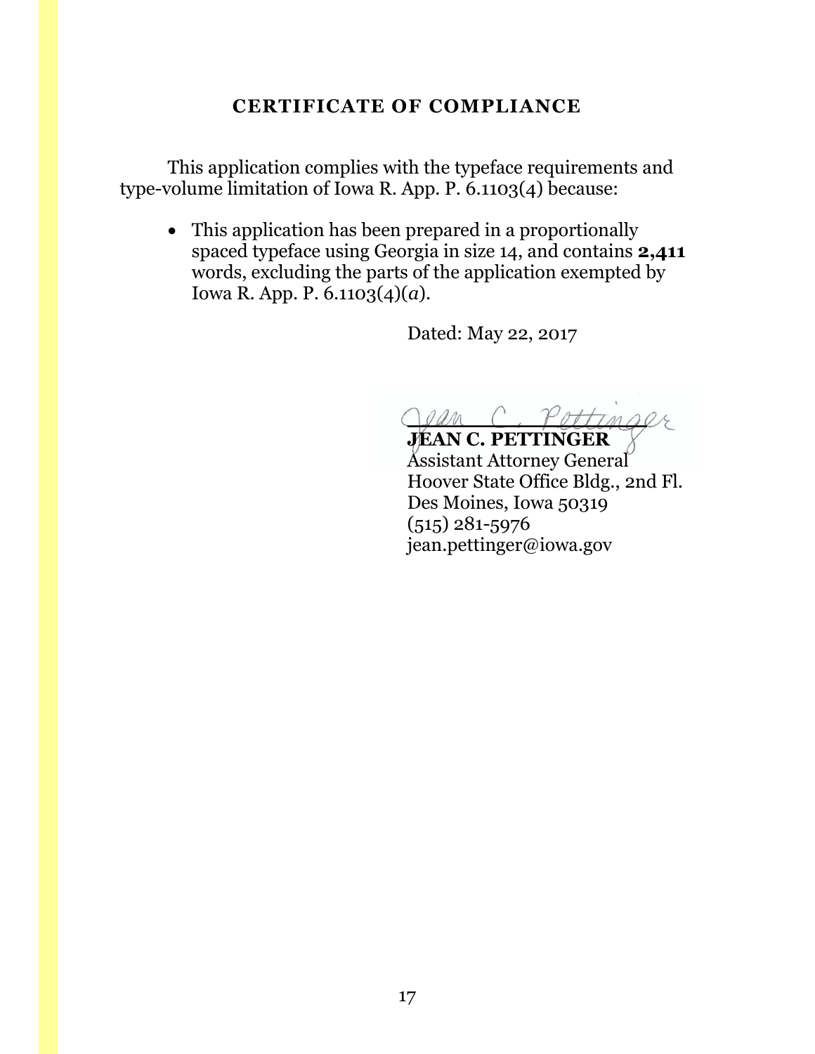## CERTIFICATE OF COMPLIANCE

This application complies with the typeface requirements and type-volume limitation of Iowa R. App. P. 6.1103(4) because:

- This application has been prepared in a proportionally spaced typeface using Georgia in size 14, and contains **2,411** words, excluding the parts of the application exempted by Iowa R. App. P. 6.1103(4)(*a*).

Dated: May 22, 2017

**JEAN C. PETTINGER**
Assistant Attorney General
Hoover State Office Bldg., 2nd Fl.
Des Moines, Iowa 50319
(515) 281-5976
jean.pettinger@iowa.gov